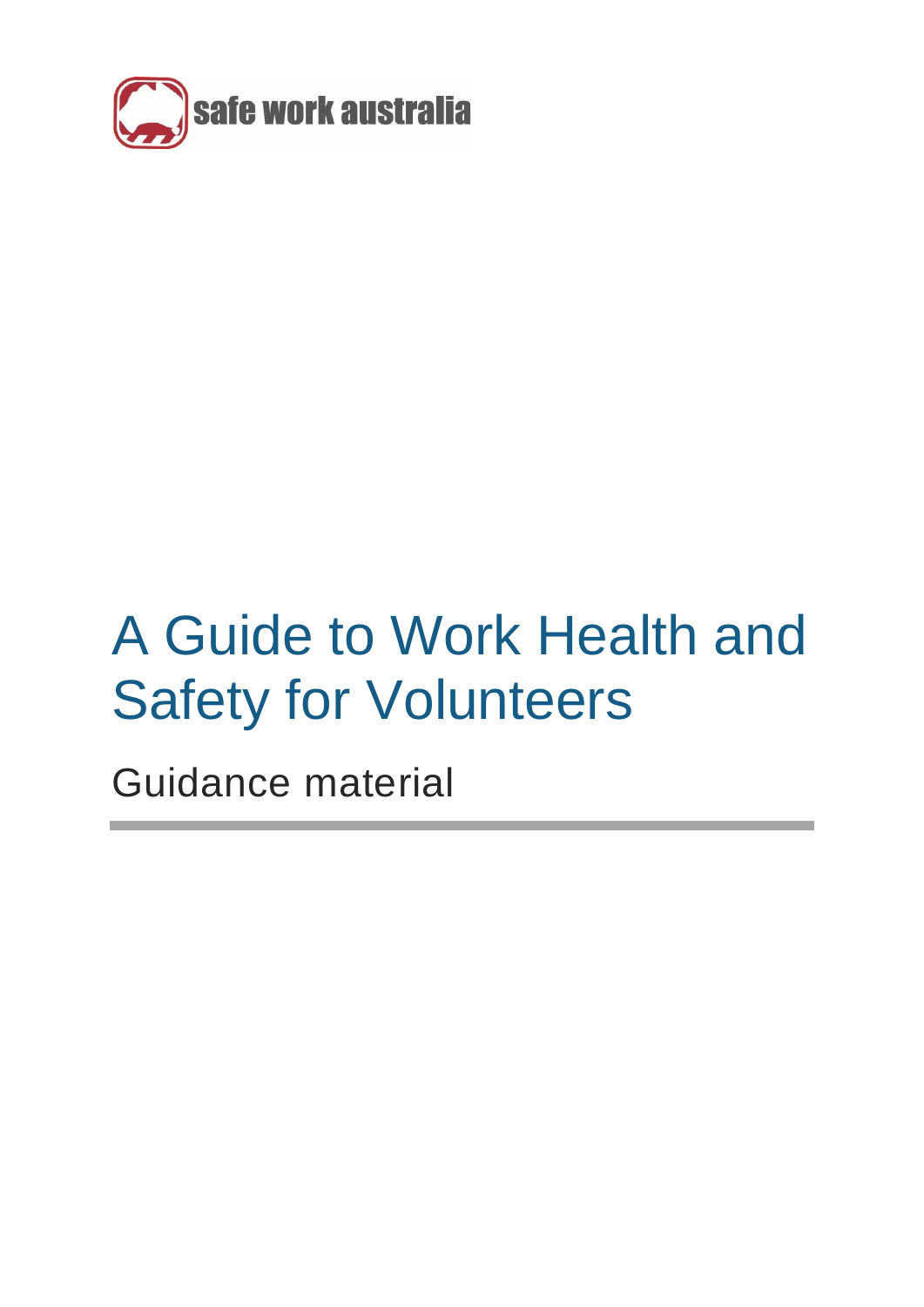safe work australia

# A Guide to Work Health and Safety for Volunteers

Guidance material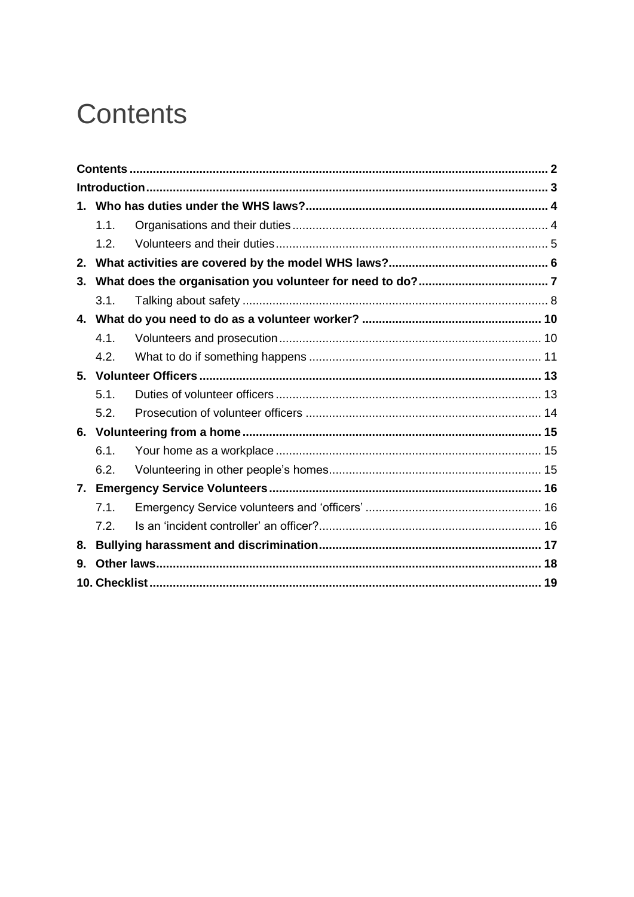# Contents

- **Contents** ........ 2
- **Introduction** ........ 3
- **1. Who has duties under the WHS laws?** ........ 4
  - 1.1. Organisations and their duties ........ 4
  - 1.2. Volunteers and their duties ........ 5
- **2. What activities are covered by the model WHS laws?** ........ 6
- **3. What does the organisation you volunteer for need to do?** ........ 7
  - 3.1. Talking about safety ........ 8
- **4. What do you need to do as a volunteer worker?** ........ 10
  - 4.1. Volunteers and prosecution ........ 10
  - 4.2. What to do if something happens ........ 11
- **5. Volunteer Officers** ........ 13
  - 5.1. Duties of volunteer officers ........ 13
  - 5.2. Prosecution of volunteer officers ........ 14
- **6. Volunteering from a home** ........ 15
  - 6.1. Your home as a workplace ........ 15
  - 6.2. Volunteering in other people's homes ........ 15
- **7. Emergency Service Volunteers** ........ 16
  - 7.1. Emergency Service volunteers and 'officers' ........ 16
  - 7.2. Is an 'incident controller' an officer? ........ 16
- **8. Bullying harassment and discrimination** ........ 17
- **9. Other laws** ........ 18
- **10. Checklist** ........ 19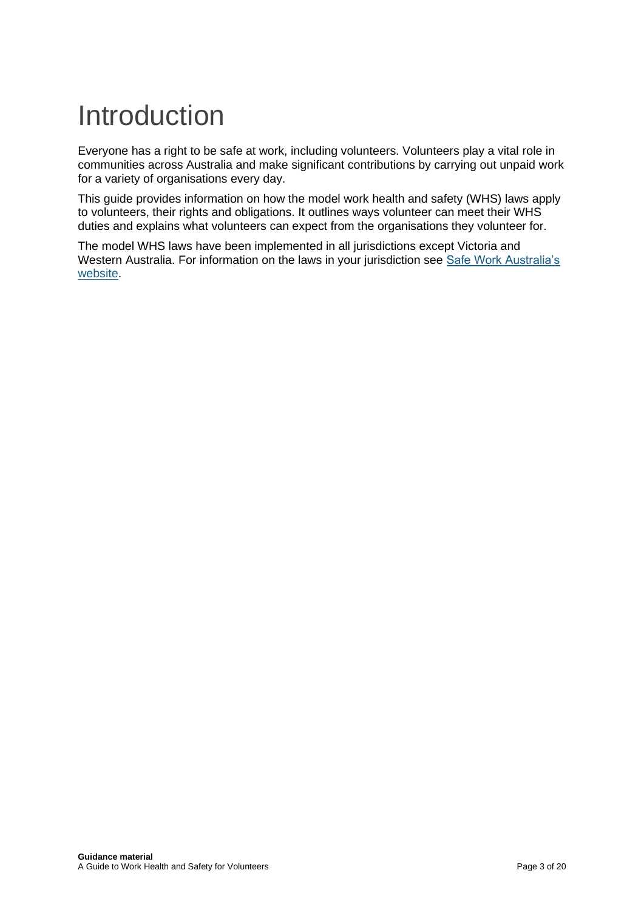# Introduction

Everyone has a right to be safe at work, including volunteers. Volunteers play a vital role in communities across Australia and make significant contributions by carrying out unpaid work for a variety of organisations every day.

This guide provides information on how the model work health and safety (WHS) laws apply to volunteers, their rights and obligations. It outlines ways volunteer can meet their WHS duties and explains what volunteers can expect from the organisations they volunteer for.

The model WHS laws have been implemented in all jurisdictions except Victoria and Western Australia. For information on the laws in your jurisdiction see [Safe Work Australia's website](#).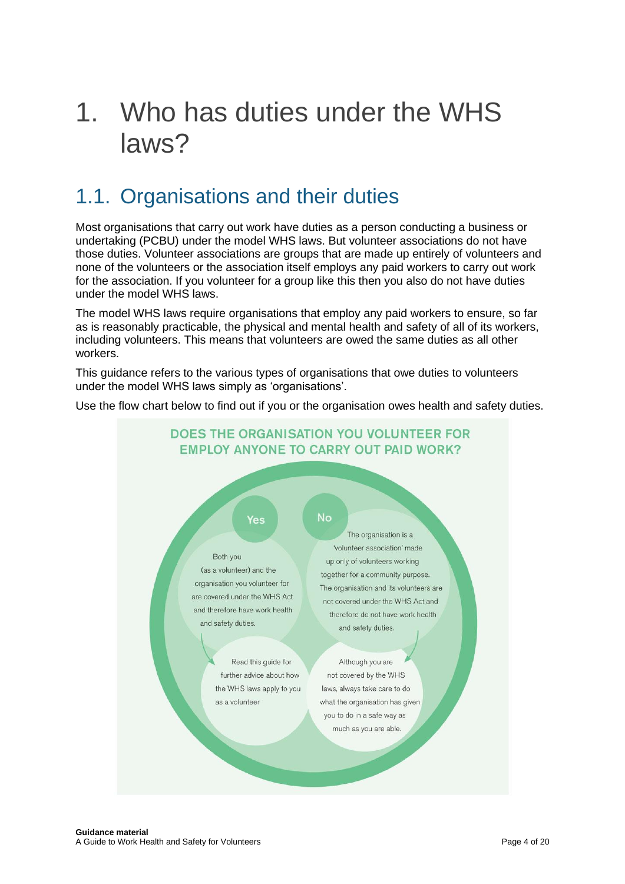# 1. Who has duties under the WHS laws?

## 1.1. Organisations and their duties

Most organisations that carry out work have duties as a person conducting a business or undertaking (PCBU) under the model WHS laws. But volunteer associations do not have those duties. Volunteer associations are groups that are made up entirely of volunteers and none of the volunteers or the association itself employs any paid workers to carry out work for the association. If you volunteer for a group like this then you also do not have duties under the model WHS laws.

The model WHS laws require organisations that employ any paid workers to ensure, so far as is reasonably practicable, the physical and mental health and safety of all of its workers, including volunteers. This means that volunteers are owed the same duties as all other workers.

This guidance refers to the various types of organisations that owe duties to volunteers under the model WHS laws simply as 'organisations'.

Use the flow chart below to find out if you or the organisation owes health and safety duties.

**DOES THE ORGANISATION YOU VOLUNTEER FOR EMPLOY ANYONE TO CARRY OUT PAID WORK?**

**Yes**

Both you (as a volunteer) and the organisation you volunteer for are covered under the WHS Act and therefore have work health and safety duties.

Read this guide for further advice about how the WHS laws apply to you as a volunteer

**No**

The organisation is a 'volunteer association' made up only of volunteers working together for a community purpose. The organisation and its volunteers are not covered under the WHS Act and therefore do not have work health and safety duties.

Although you are not covered by the WHS laws, always take care to do what the organisation has given you to do in a safe way as much as you are able.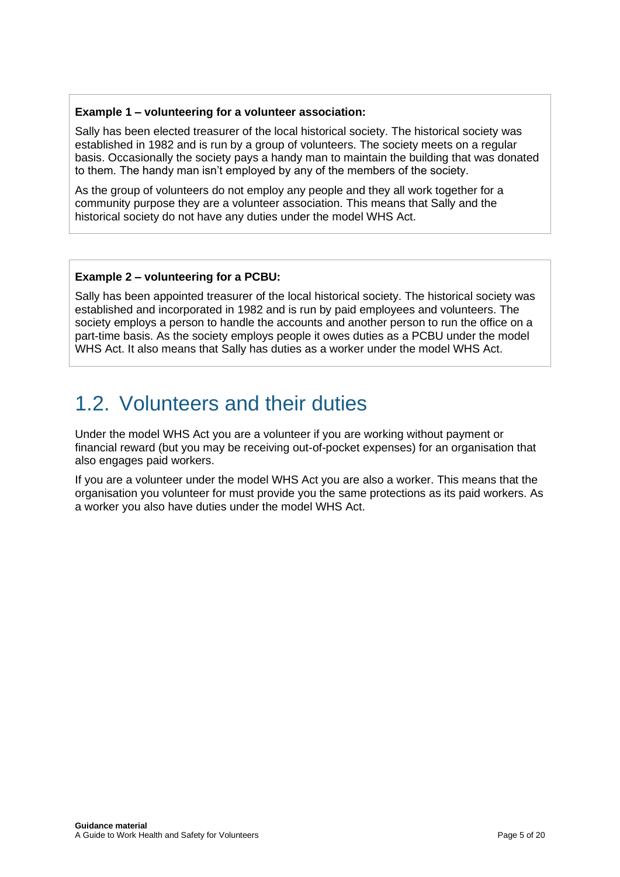**Example 1 – volunteering for a volunteer association:**

Sally has been elected treasurer of the local historical society. The historical society was established in 1982 and is run by a group of volunteers. The society meets on a regular basis. Occasionally the society pays a handy man to maintain the building that was donated to them. The handy man isn't employed by any of the members of the society.

As the group of volunteers do not employ any people and they all work together for a community purpose they are a volunteer association. This means that Sally and the historical society do not have any duties under the model WHS Act.

**Example 2 – volunteering for a PCBU:**

Sally has been appointed treasurer of the local historical society. The historical society was established and incorporated in 1982 and is run by paid employees and volunteers. The society employs a person to handle the accounts and another person to run the office on a part-time basis. As the society employs people it owes duties as a PCBU under the model WHS Act. It also means that Sally has duties as a worker under the model WHS Act.

## 1.2. Volunteers and their duties

Under the model WHS Act you are a volunteer if you are working without payment or financial reward (but you may be receiving out-of-pocket expenses) for an organisation that also engages paid workers.

If you are a volunteer under the model WHS Act you are also a worker. This means that the organisation you volunteer for must provide you the same protections as its paid workers. As a worker you also have duties under the model WHS Act.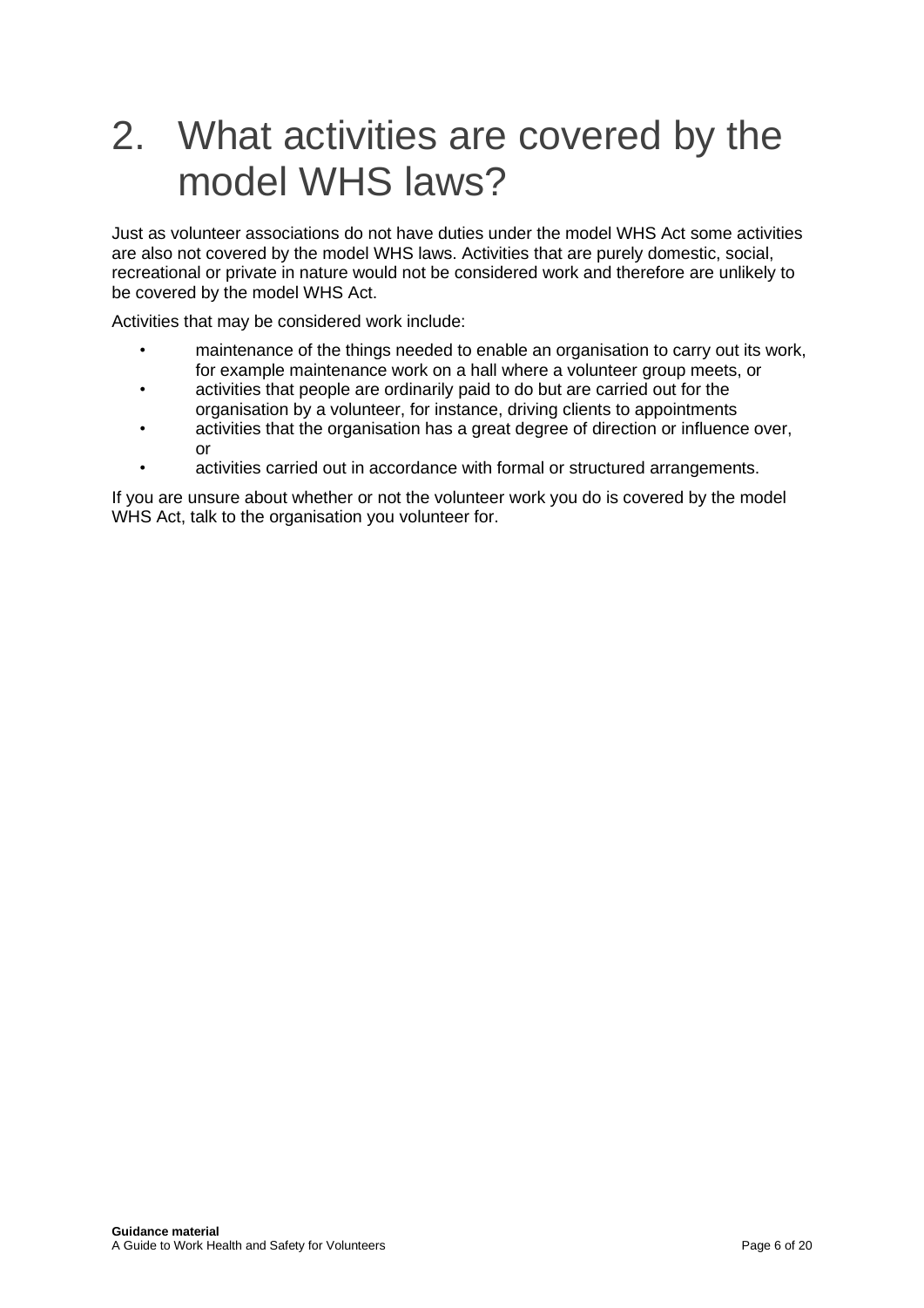# 2. What activities are covered by the model WHS laws?

Just as volunteer associations do not have duties under the model WHS Act some activities are also not covered by the model WHS laws. Activities that are purely domestic, social, recreational or private in nature would not be considered work and therefore are unlikely to be covered by the model WHS Act.

Activities that may be considered work include:

- maintenance of the things needed to enable an organisation to carry out its work, for example maintenance work on a hall where a volunteer group meets, or
- activities that people are ordinarily paid to do but are carried out for the organisation by a volunteer, for instance, driving clients to appointments
- activities that the organisation has a great degree of direction or influence over, or
- activities carried out in accordance with formal or structured arrangements.

If you are unsure about whether or not the volunteer work you do is covered by the model WHS Act, talk to the organisation you volunteer for.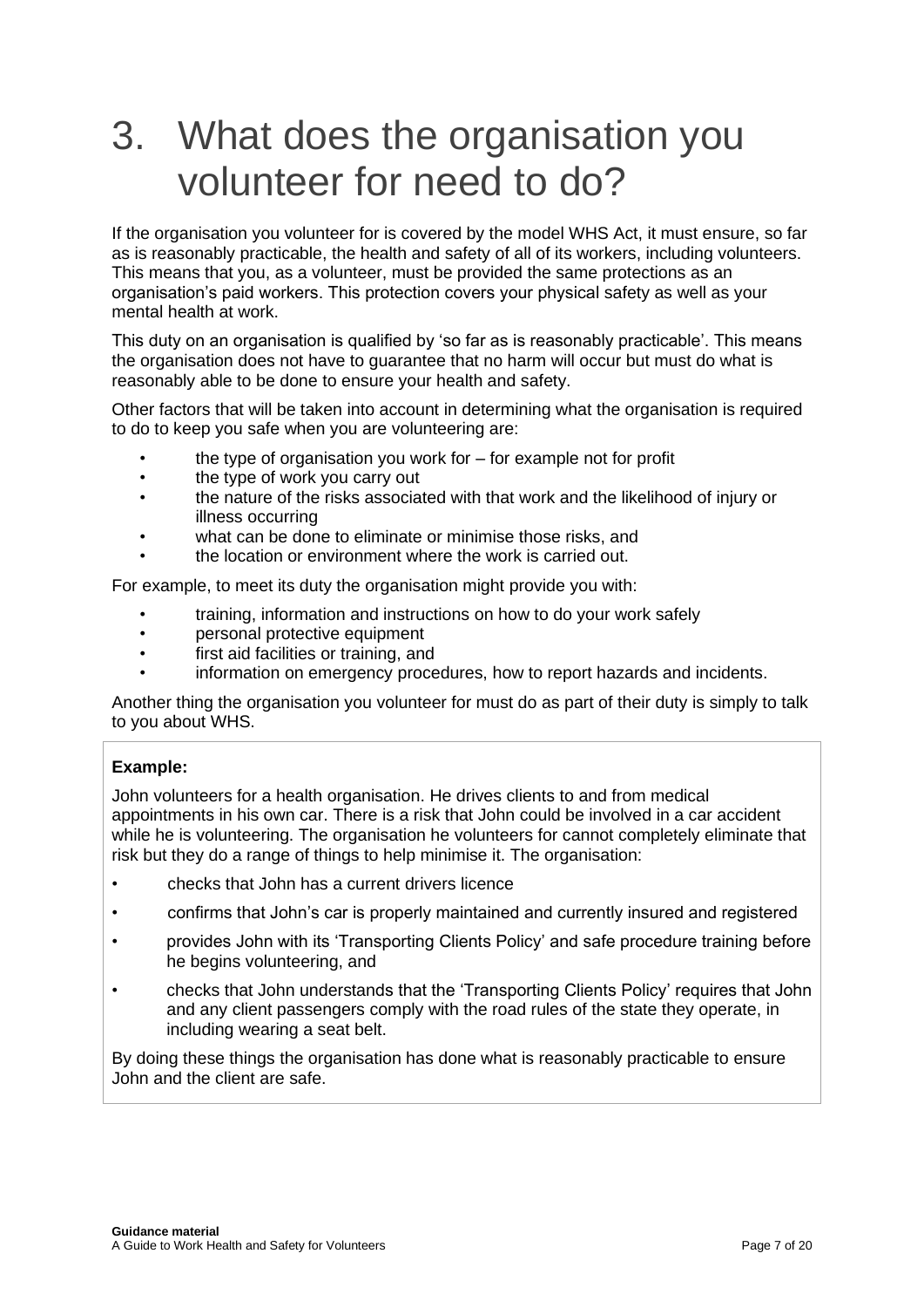# 3. What does the organisation you volunteer for need to do?

If the organisation you volunteer for is covered by the model WHS Act, it must ensure, so far as is reasonably practicable, the health and safety of all of its workers, including volunteers. This means that you, as a volunteer, must be provided the same protections as an organisation's paid workers. This protection covers your physical safety as well as your mental health at work.

This duty on an organisation is qualified by 'so far as is reasonably practicable'. This means the organisation does not have to guarantee that no harm will occur but must do what is reasonably able to be done to ensure your health and safety.

Other factors that will be taken into account in determining what the organisation is required to do to keep you safe when you are volunteering are:

- the type of organisation you work for – for example not for profit
- the type of work you carry out
- the nature of the risks associated with that work and the likelihood of injury or illness occurring
- what can be done to eliminate or minimise those risks, and
- the location or environment where the work is carried out.

For example, to meet its duty the organisation might provide you with:

- training, information and instructions on how to do your work safely
- personal protective equipment
- first aid facilities or training, and
- information on emergency procedures, how to report hazards and incidents.

Another thing the organisation you volunteer for must do as part of their duty is simply to talk to you about WHS.

**Example:**

John volunteers for a health organisation. He drives clients to and from medical appointments in his own car. There is a risk that John could be involved in a car accident while he is volunteering. The organisation he volunteers for cannot completely eliminate that risk but they do a range of things to help minimise it. The organisation:

- checks that John has a current drivers licence
- confirms that John's car is properly maintained and currently insured and registered
- provides John with its 'Transporting Clients Policy' and safe procedure training before he begins volunteering, and
- checks that John understands that the 'Transporting Clients Policy' requires that John and any client passengers comply with the road rules of the state they operate, in including wearing a seat belt.

By doing these things the organisation has done what is reasonably practicable to ensure John and the client are safe.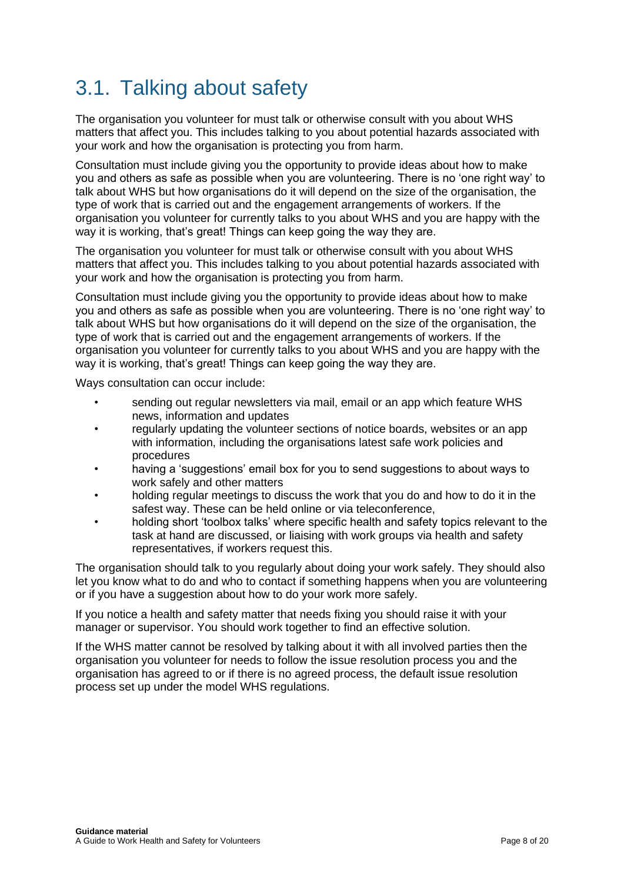# 3.1. Talking about safety

The organisation you volunteer for must talk or otherwise consult with you about WHS matters that affect you. This includes talking to you about potential hazards associated with your work and how the organisation is protecting you from harm.

Consultation must include giving you the opportunity to provide ideas about how to make you and others as safe as possible when you are volunteering. There is no 'one right way' to talk about WHS but how organisations do it will depend on the size of the organisation, the type of work that is carried out and the engagement arrangements of workers. If the organisation you volunteer for currently talks to you about WHS and you are happy with the way it is working, that's great! Things can keep going the way they are.

The organisation you volunteer for must talk or otherwise consult with you about WHS matters that affect you. This includes talking to you about potential hazards associated with your work and how the organisation is protecting you from harm.

Consultation must include giving you the opportunity to provide ideas about how to make you and others as safe as possible when you are volunteering. There is no 'one right way' to talk about WHS but how organisations do it will depend on the size of the organisation, the type of work that is carried out and the engagement arrangements of workers. If the organisation you volunteer for currently talks to you about WHS and you are happy with the way it is working, that's great! Things can keep going the way they are.

Ways consultation can occur include:

- sending out regular newsletters via mail, email or an app which feature WHS news, information and updates
- regularly updating the volunteer sections of notice boards, websites or an app with information, including the organisations latest safe work policies and procedures
- having a 'suggestions' email box for you to send suggestions to about ways to work safely and other matters
- holding regular meetings to discuss the work that you do and how to do it in the safest way. These can be held online or via teleconference,
- holding short 'toolbox talks' where specific health and safety topics relevant to the task at hand are discussed, or liaising with work groups via health and safety representatives, if workers request this.

The organisation should talk to you regularly about doing your work safely. They should also let you know what to do and who to contact if something happens when you are volunteering or if you have a suggestion about how to do your work more safely.

If you notice a health and safety matter that needs fixing you should raise it with your manager or supervisor. You should work together to find an effective solution.

If the WHS matter cannot be resolved by talking about it with all involved parties then the organisation you volunteer for needs to follow the issue resolution process you and the organisation has agreed to or if there is no agreed process, the default issue resolution process set up under the model WHS regulations.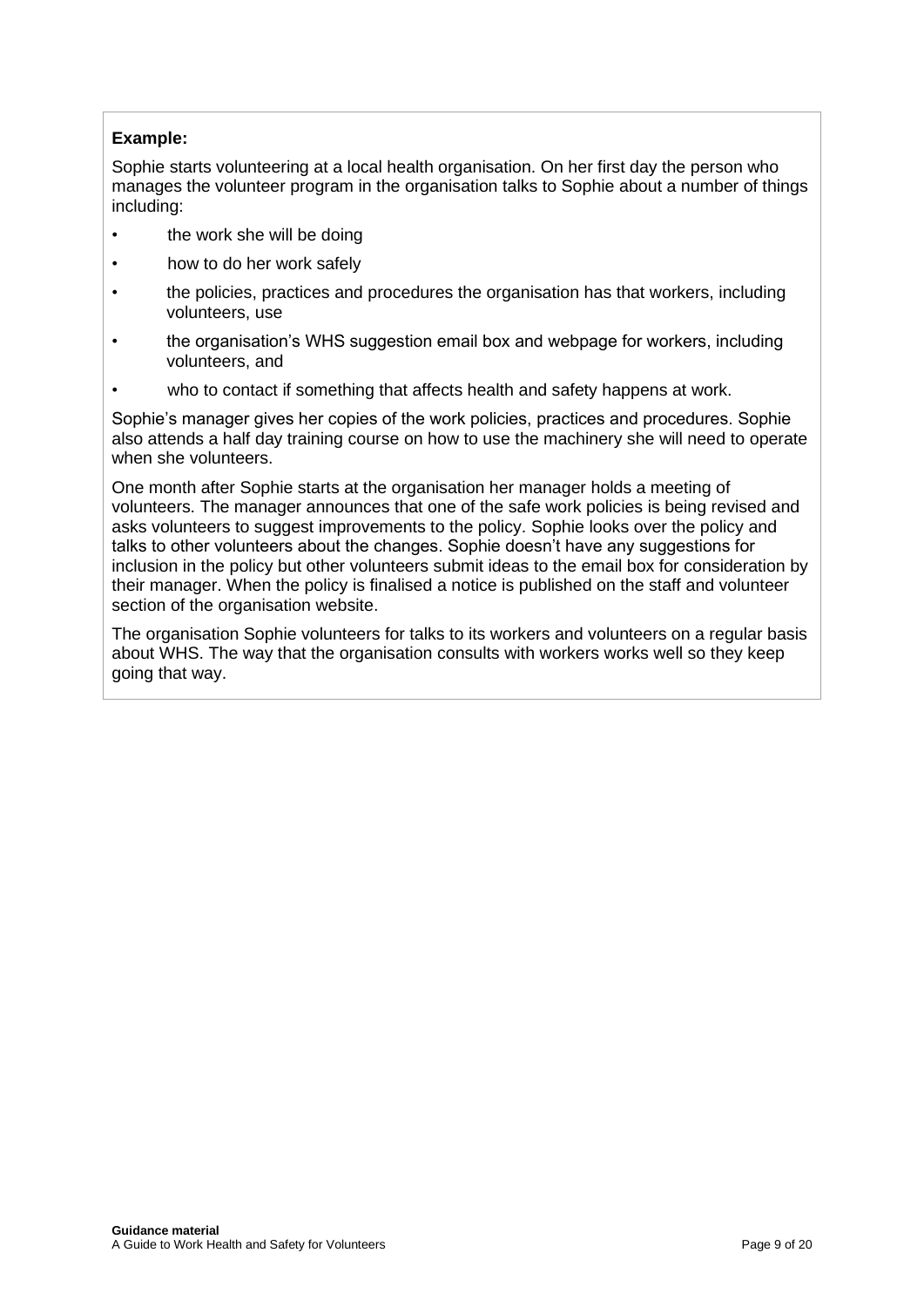**Example:**

Sophie starts volunteering at a local health organisation. On her first day the person who manages the volunteer program in the organisation talks to Sophie about a number of things including:

- the work she will be doing
- how to do her work safely
- the policies, practices and procedures the organisation has that workers, including volunteers, use
- the organisation's WHS suggestion email box and webpage for workers, including volunteers, and
- who to contact if something that affects health and safety happens at work.

Sophie's manager gives her copies of the work policies, practices and procedures. Sophie also attends a half day training course on how to use the machinery she will need to operate when she volunteers.

One month after Sophie starts at the organisation her manager holds a meeting of volunteers. The manager announces that one of the safe work policies is being revised and asks volunteers to suggest improvements to the policy. Sophie looks over the policy and talks to other volunteers about the changes. Sophie doesn't have any suggestions for inclusion in the policy but other volunteers submit ideas to the email box for consideration by their manager. When the policy is finalised a notice is published on the staff and volunteer section of the organisation website.

The organisation Sophie volunteers for talks to its workers and volunteers on a regular basis about WHS. The way that the organisation consults with workers works well so they keep going that way.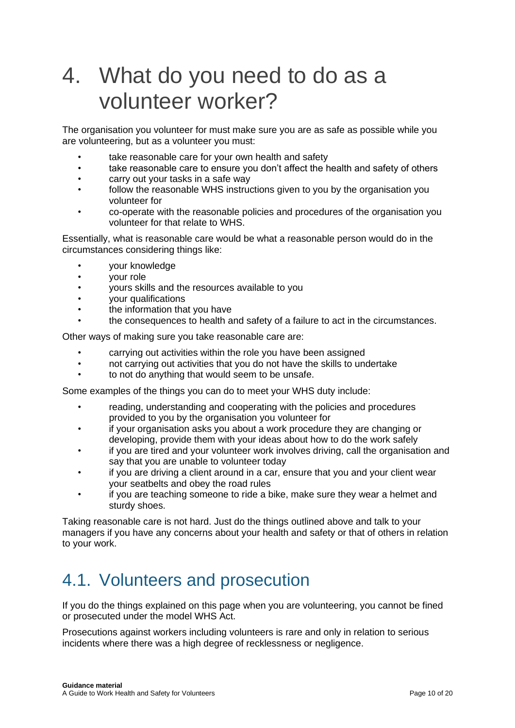# 4. What do you need to do as a volunteer worker?

The organisation you volunteer for must make sure you are as safe as possible while you are volunteering, but as a volunteer you must:

- take reasonable care for your own health and safety
- take reasonable care to ensure you don't affect the health and safety of others
- carry out your tasks in a safe way
- follow the reasonable WHS instructions given to you by the organisation you volunteer for
- co-operate with the reasonable policies and procedures of the organisation you volunteer for that relate to WHS.

Essentially, what is reasonable care would be what a reasonable person would do in the circumstances considering things like:

- your knowledge
- your role
- yours skills and the resources available to you
- your qualifications
- the information that you have
- the consequences to health and safety of a failure to act in the circumstances.

Other ways of making sure you take reasonable care are:

- carrying out activities within the role you have been assigned
- not carrying out activities that you do not have the skills to undertake
- to not do anything that would seem to be unsafe.

Some examples of the things you can do to meet your WHS duty include:

- reading, understanding and cooperating with the policies and procedures provided to you by the organisation you volunteer for
- if your organisation asks you about a work procedure they are changing or developing, provide them with your ideas about how to do the work safely
- if you are tired and your volunteer work involves driving, call the organisation and say that you are unable to volunteer today
- if you are driving a client around in a car, ensure that you and your client wear your seatbelts and obey the road rules
- if you are teaching someone to ride a bike, make sure they wear a helmet and sturdy shoes.

Taking reasonable care is not hard. Just do the things outlined above and talk to your managers if you have any concerns about your health and safety or that of others in relation to your work.

## 4.1. Volunteers and prosecution

If you do the things explained on this page when you are volunteering, you cannot be fined or prosecuted under the model WHS Act.

Prosecutions against workers including volunteers is rare and only in relation to serious incidents where there was a high degree of recklessness or negligence.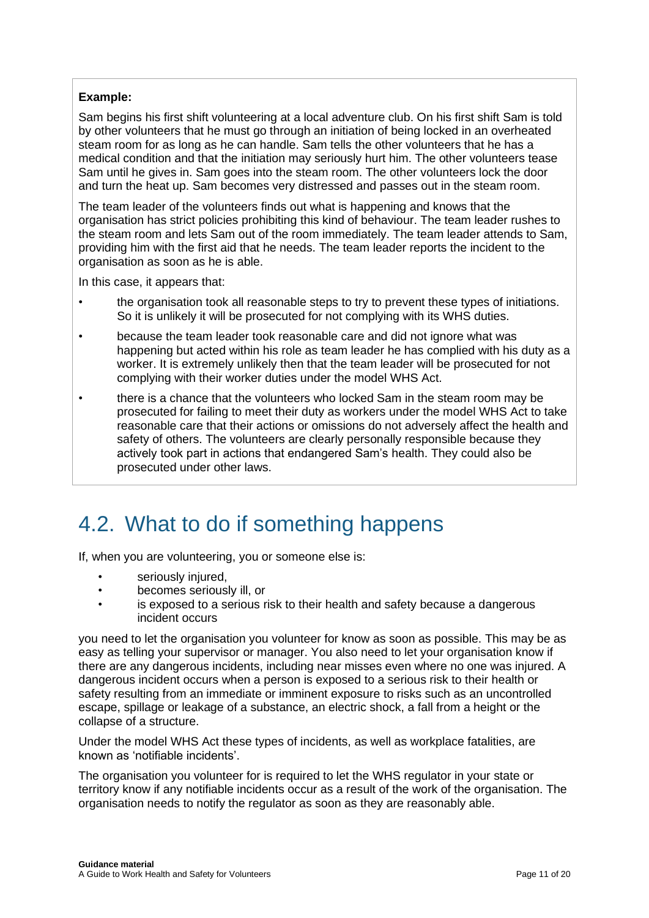**Example:**

Sam begins his first shift volunteering at a local adventure club. On his first shift Sam is told by other volunteers that he must go through an initiation of being locked in an overheated steam room for as long as he can handle. Sam tells the other volunteers that he has a medical condition and that the initiation may seriously hurt him. The other volunteers tease Sam until he gives in. Sam goes into the steam room. The other volunteers lock the door and turn the heat up. Sam becomes very distressed and passes out in the steam room.

The team leader of the volunteers finds out what is happening and knows that the organisation has strict policies prohibiting this kind of behaviour. The team leader rushes to the steam room and lets Sam out of the room immediately. The team leader attends to Sam, providing him with the first aid that he needs. The team leader reports the incident to the organisation as soon as he is able.

In this case, it appears that:

- the organisation took all reasonable steps to try to prevent these types of initiations. So it is unlikely it will be prosecuted for not complying with its WHS duties.
- because the team leader took reasonable care and did not ignore what was happening but acted within his role as team leader he has complied with his duty as a worker. It is extremely unlikely then that the team leader will be prosecuted for not complying with their worker duties under the model WHS Act.
- there is a chance that the volunteers who locked Sam in the steam room may be prosecuted for failing to meet their duty as workers under the model WHS Act to take reasonable care that their actions or omissions do not adversely affect the health and safety of others. The volunteers are clearly personally responsible because they actively took part in actions that endangered Sam's health. They could also be prosecuted under other laws.

## 4.2. What to do if something happens

If, when you are volunteering, you or someone else is:

- seriously injured,
- becomes seriously ill, or
- is exposed to a serious risk to their health and safety because a dangerous incident occurs

you need to let the organisation you volunteer for know as soon as possible. This may be as easy as telling your supervisor or manager. You also need to let your organisation know if there are any dangerous incidents, including near misses even where no one was injured. A dangerous incident occurs when a person is exposed to a serious risk to their health or safety resulting from an immediate or imminent exposure to risks such as an uncontrolled escape, spillage or leakage of a substance, an electric shock, a fall from a height or the collapse of a structure.

Under the model WHS Act these types of incidents, as well as workplace fatalities, are known as 'notifiable incidents'.

The organisation you volunteer for is required to let the WHS regulator in your state or territory know if any notifiable incidents occur as a result of the work of the organisation. The organisation needs to notify the regulator as soon as they are reasonably able.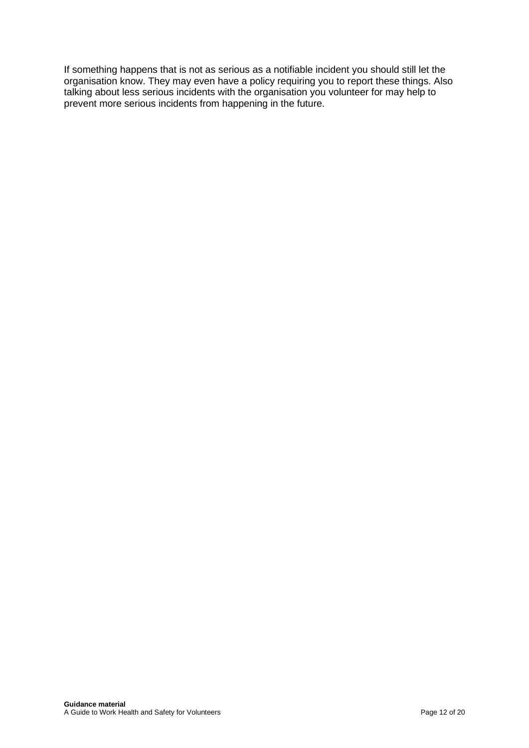If something happens that is not as serious as a notifiable incident you should still let the organisation know. They may even have a policy requiring you to report these things. Also talking about less serious incidents with the organisation you volunteer for may help to prevent more serious incidents from happening in the future.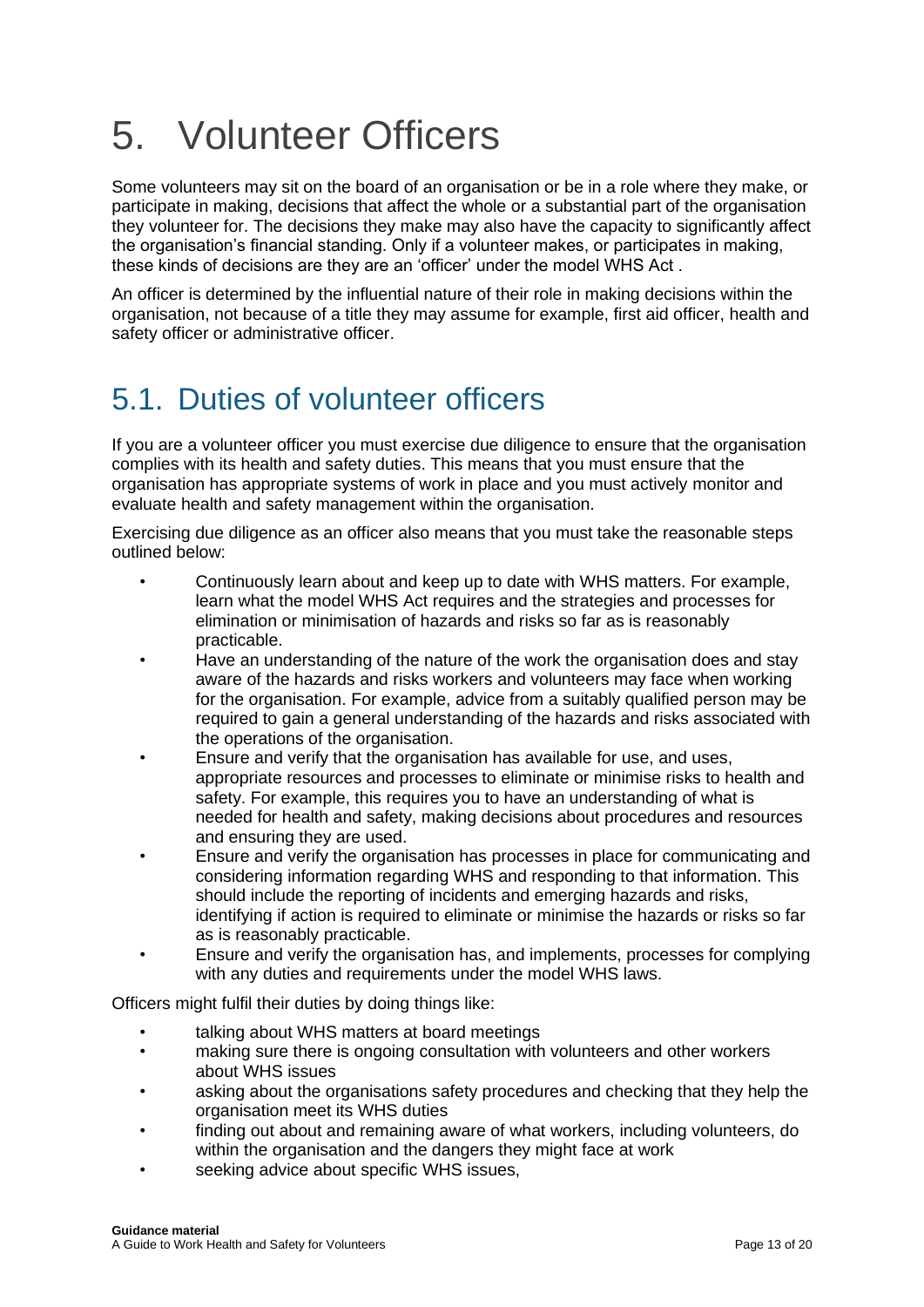# 5. Volunteer Officers

Some volunteers may sit on the board of an organisation or be in a role where they make, or participate in making, decisions that affect the whole or a substantial part of the organisation they volunteer for. The decisions they make may also have the capacity to significantly affect the organisation's financial standing. Only if a volunteer makes, or participates in making, these kinds of decisions are they are an 'officer' under the model WHS Act .

An officer is determined by the influential nature of their role in making decisions within the organisation, not because of a title they may assume for example, first aid officer, health and safety officer or administrative officer.

## 5.1. Duties of volunteer officers

If you are a volunteer officer you must exercise due diligence to ensure that the organisation complies with its health and safety duties. This means that you must ensure that the organisation has appropriate systems of work in place and you must actively monitor and evaluate health and safety management within the organisation.

Exercising due diligence as an officer also means that you must take the reasonable steps outlined below:

- Continuously learn about and keep up to date with WHS matters. For example, learn what the model WHS Act requires and the strategies and processes for elimination or minimisation of hazards and risks so far as is reasonably practicable.
- Have an understanding of the nature of the work the organisation does and stay aware of the hazards and risks workers and volunteers may face when working for the organisation. For example, advice from a suitably qualified person may be required to gain a general understanding of the hazards and risks associated with the operations of the organisation.
- Ensure and verify that the organisation has available for use, and uses, appropriate resources and processes to eliminate or minimise risks to health and safety. For example, this requires you to have an understanding of what is needed for health and safety, making decisions about procedures and resources and ensuring they are used.
- Ensure and verify the organisation has processes in place for communicating and considering information regarding WHS and responding to that information. This should include the reporting of incidents and emerging hazards and risks, identifying if action is required to eliminate or minimise the hazards or risks so far as is reasonably practicable.
- Ensure and verify the organisation has, and implements, processes for complying with any duties and requirements under the model WHS laws.

Officers might fulfil their duties by doing things like:

- talking about WHS matters at board meetings
- making sure there is ongoing consultation with volunteers and other workers about WHS issues
- asking about the organisations safety procedures and checking that they help the organisation meet its WHS duties
- finding out about and remaining aware of what workers, including volunteers, do within the organisation and the dangers they might face at work
- seeking advice about specific WHS issues,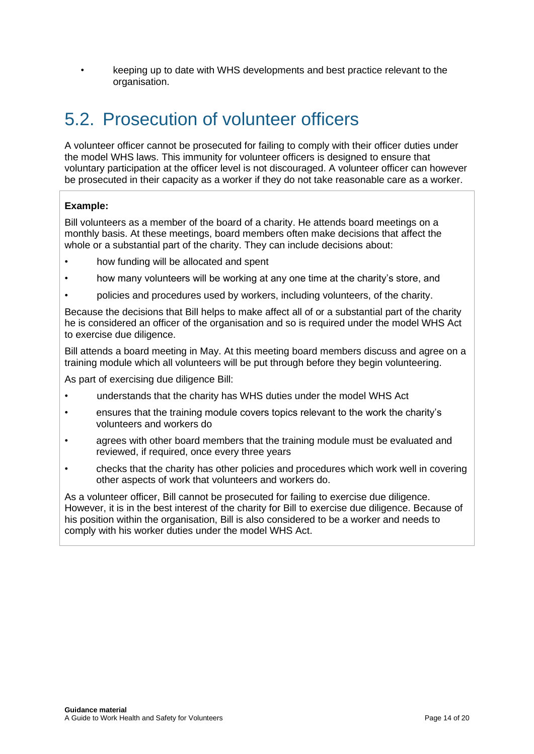- keeping up to date with WHS developments and best practice relevant to the organisation.

## 5.2. Prosecution of volunteer officers

A volunteer officer cannot be prosecuted for failing to comply with their officer duties under the model WHS laws. This immunity for volunteer officers is designed to ensure that voluntary participation at the officer level is not discouraged. A volunteer officer can however be prosecuted in their capacity as a worker if they do not take reasonable care as a worker.

**Example:**

Bill volunteers as a member of the board of a charity. He attends board meetings on a monthly basis. At these meetings, board members often make decisions that affect the whole or a substantial part of the charity. They can include decisions about:

- how funding will be allocated and spent
- how many volunteers will be working at any one time at the charity's store, and
- policies and procedures used by workers, including volunteers, of the charity.

Because the decisions that Bill helps to make affect all of or a substantial part of the charity he is considered an officer of the organisation and so is required under the model WHS Act to exercise due diligence.

Bill attends a board meeting in May. At this meeting board members discuss and agree on a training module which all volunteers will be put through before they begin volunteering.

As part of exercising due diligence Bill:

- understands that the charity has WHS duties under the model WHS Act
- ensures that the training module covers topics relevant to the work the charity's volunteers and workers do
- agrees with other board members that the training module must be evaluated and reviewed, if required, once every three years
- checks that the charity has other policies and procedures which work well in covering other aspects of work that volunteers and workers do.

As a volunteer officer, Bill cannot be prosecuted for failing to exercise due diligence. However, it is in the best interest of the charity for Bill to exercise due diligence. Because of his position within the organisation, Bill is also considered to be a worker and needs to comply with his worker duties under the model WHS Act.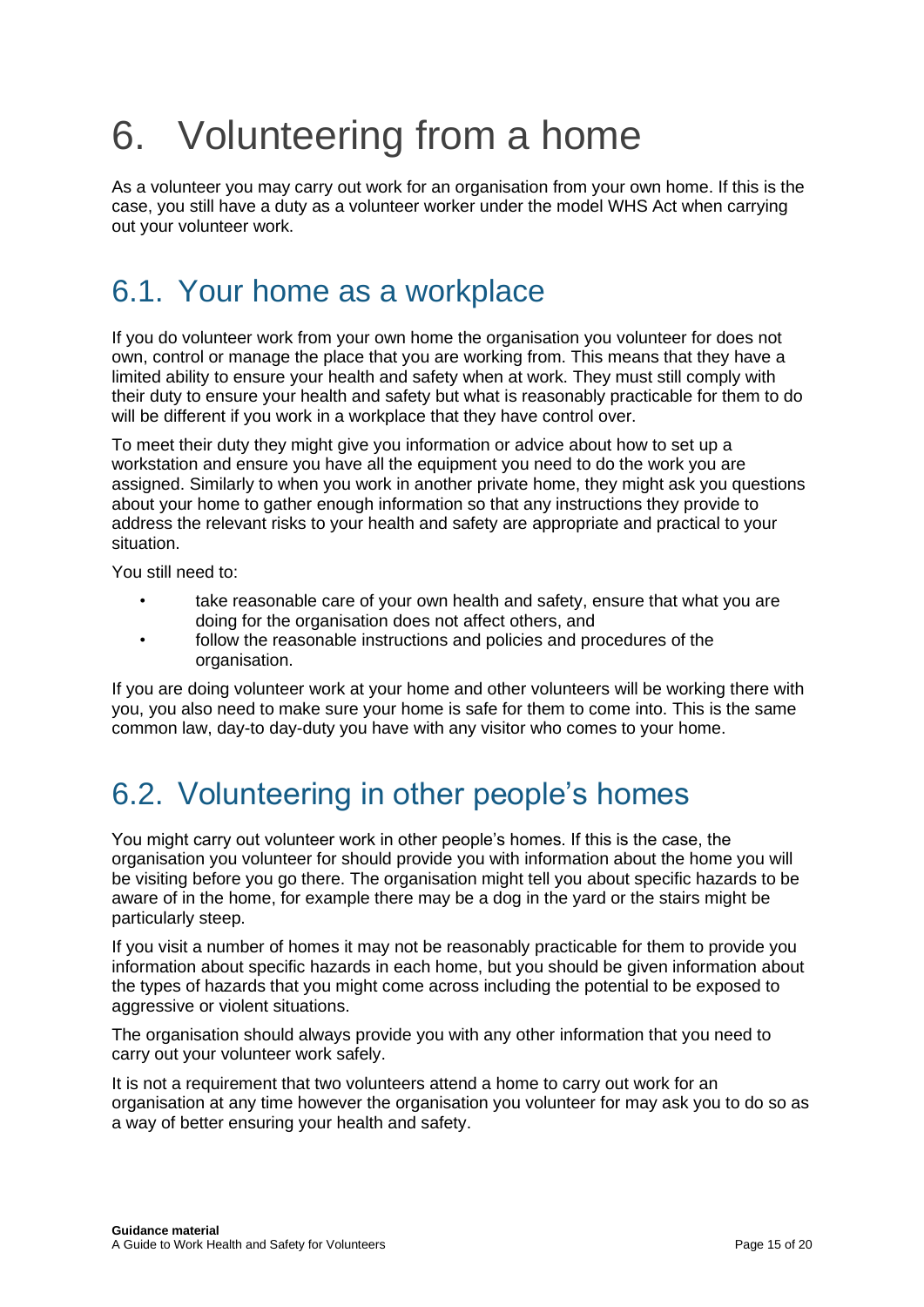# 6. Volunteering from a home

As a volunteer you may carry out work for an organisation from your own home. If this is the case, you still have a duty as a volunteer worker under the model WHS Act when carrying out your volunteer work.

## 6.1. Your home as a workplace

If you do volunteer work from your own home the organisation you volunteer for does not own, control or manage the place that you are working from. This means that they have a limited ability to ensure your health and safety when at work. They must still comply with their duty to ensure your health and safety but what is reasonably practicable for them to do will be different if you work in a workplace that they have control over.

To meet their duty they might give you information or advice about how to set up a workstation and ensure you have all the equipment you need to do the work you are assigned. Similarly to when you work in another private home, they might ask you questions about your home to gather enough information so that any instructions they provide to address the relevant risks to your health and safety are appropriate and practical to your situation.

You still need to:

- take reasonable care of your own health and safety, ensure that what you are doing for the organisation does not affect others, and
- follow the reasonable instructions and policies and procedures of the organisation.

If you are doing volunteer work at your home and other volunteers will be working there with you, you also need to make sure your home is safe for them to come into. This is the same common law, day-to day-duty you have with any visitor who comes to your home.

## 6.2. Volunteering in other people's homes

You might carry out volunteer work in other people's homes. If this is the case, the organisation you volunteer for should provide you with information about the home you will be visiting before you go there. The organisation might tell you about specific hazards to be aware of in the home, for example there may be a dog in the yard or the stairs might be particularly steep.

If you visit a number of homes it may not be reasonably practicable for them to provide you information about specific hazards in each home, but you should be given information about the types of hazards that you might come across including the potential to be exposed to aggressive or violent situations.

The organisation should always provide you with any other information that you need to carry out your volunteer work safely.

It is not a requirement that two volunteers attend a home to carry out work for an organisation at any time however the organisation you volunteer for may ask you to do so as a way of better ensuring your health and safety.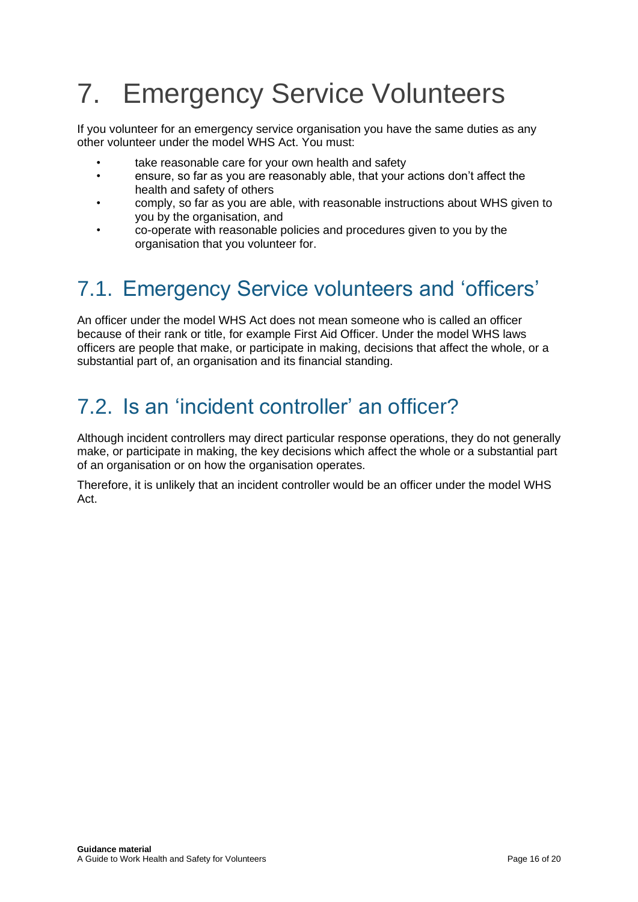# 7. Emergency Service Volunteers

If you volunteer for an emergency service organisation you have the same duties as any other volunteer under the model WHS Act. You must:

- take reasonable care for your own health and safety
- ensure, so far as you are reasonably able, that your actions don't affect the health and safety of others
- comply, so far as you are able, with reasonable instructions about WHS given to you by the organisation, and
- co-operate with reasonable policies and procedures given to you by the organisation that you volunteer for.

## 7.1. Emergency Service volunteers and 'officers'

An officer under the model WHS Act does not mean someone who is called an officer because of their rank or title, for example First Aid Officer. Under the model WHS laws officers are people that make, or participate in making, decisions that affect the whole, or a substantial part of, an organisation and its financial standing.

## 7.2. Is an 'incident controller' an officer?

Although incident controllers may direct particular response operations, they do not generally make, or participate in making, the key decisions which affect the whole or a substantial part of an organisation or on how the organisation operates.

Therefore, it is unlikely that an incident controller would be an officer under the model WHS Act.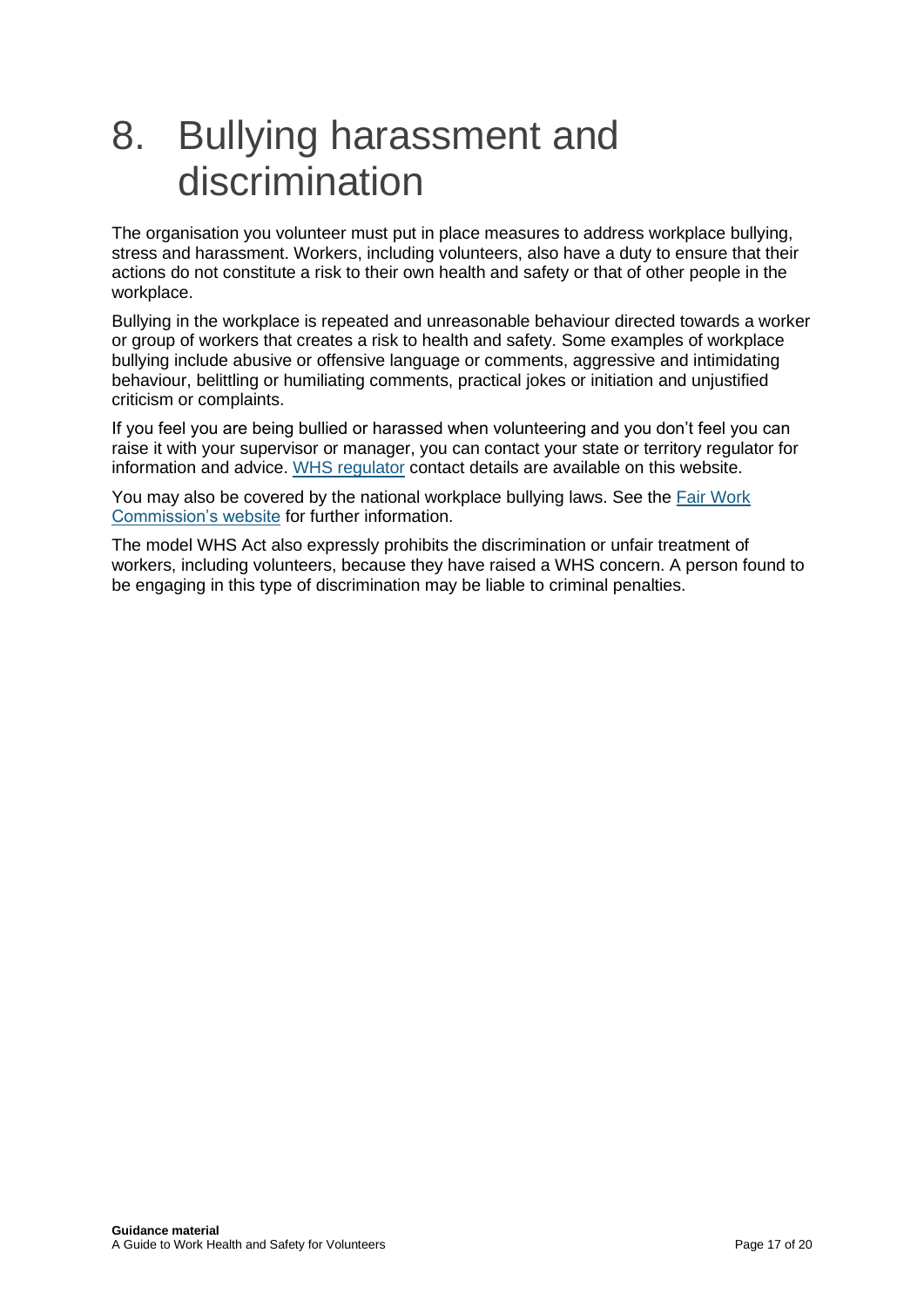# 8. Bullying harassment and discrimination

The organisation you volunteer must put in place measures to address workplace bullying, stress and harassment. Workers, including volunteers, also have a duty to ensure that their actions do not constitute a risk to their own health and safety or that of other people in the workplace.

Bullying in the workplace is repeated and unreasonable behaviour directed towards a worker or group of workers that creates a risk to health and safety. Some examples of workplace bullying include abusive or offensive language or comments, aggressive and intimidating behaviour, belittling or humiliating comments, practical jokes or initiation and unjustified criticism or complaints.

If you feel you are being bullied or harassed when volunteering and you don't feel you can raise it with your supervisor or manager, you can contact your state or territory regulator for information and advice. WHS regulator contact details are available on this website.

You may also be covered by the national workplace bullying laws. See the Fair Work Commission's website for further information.

The model WHS Act also expressly prohibits the discrimination or unfair treatment of workers, including volunteers, because they have raised a WHS concern. A person found to be engaging in this type of discrimination may be liable to criminal penalties.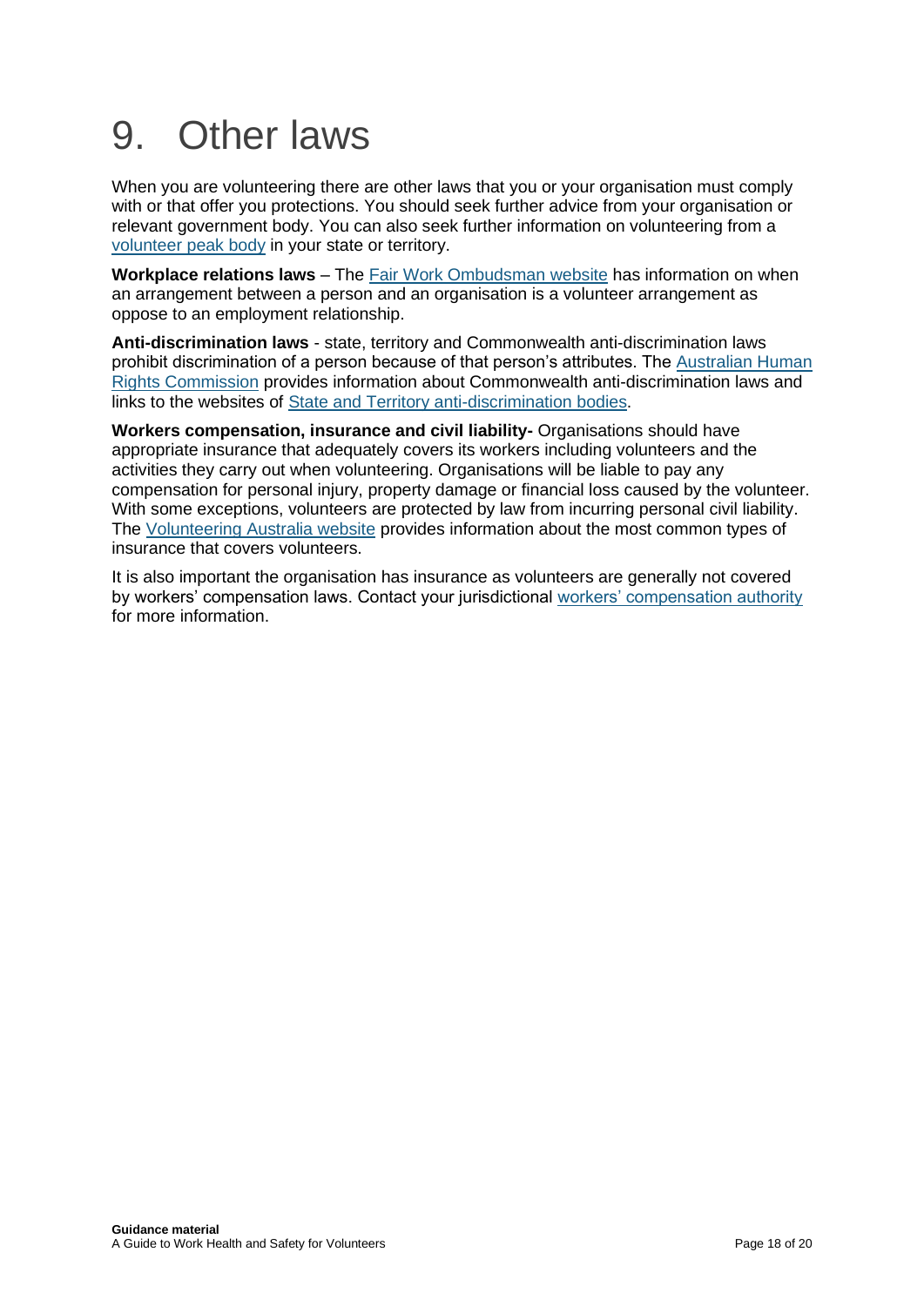# 9. Other laws

When you are volunteering there are other laws that you or your organisation must comply with or that offer you protections. You should seek further advice from your organisation or relevant government body. You can also seek further information on volunteering from a volunteer peak body in your state or territory.

**Workplace relations laws** – The Fair Work Ombudsman website has information on when an arrangement between a person and an organisation is a volunteer arrangement as oppose to an employment relationship.

**Anti-discrimination laws** - state, territory and Commonwealth anti-discrimination laws prohibit discrimination of a person because of that person's attributes. The Australian Human Rights Commission provides information about Commonwealth anti-discrimination laws and links to the websites of State and Territory anti-discrimination bodies.

**Workers compensation, insurance and civil liability-** Organisations should have appropriate insurance that adequately covers its workers including volunteers and the activities they carry out when volunteering. Organisations will be liable to pay any compensation for personal injury, property damage or financial loss caused by the volunteer. With some exceptions, volunteers are protected by law from incurring personal civil liability. The Volunteering Australia website provides information about the most common types of insurance that covers volunteers.

It is also important the organisation has insurance as volunteers are generally not covered by workers' compensation laws. Contact your jurisdictional workers' compensation authority for more information.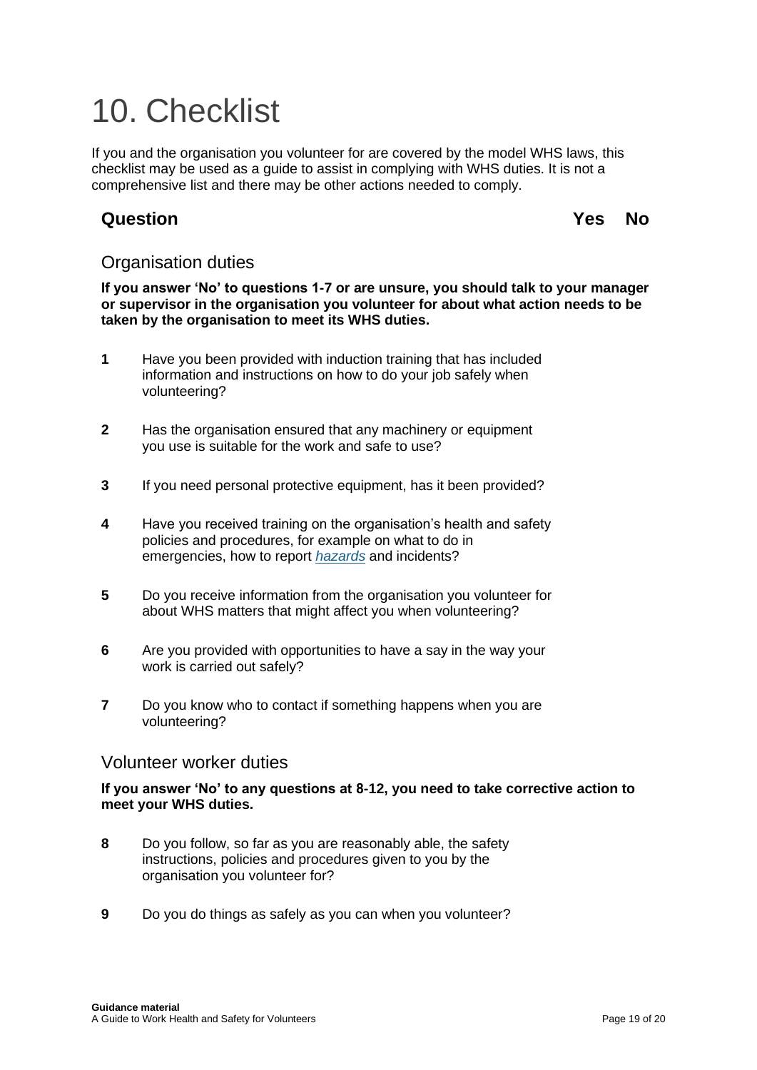# 10. Checklist

If you and the organisation you volunteer for are covered by the model WHS laws, this checklist may be used as a guide to assist in complying with WHS duties. It is not a comprehensive list and there may be other actions needed to comply.

| | Question | Yes | No |
|---|---|---|---|
| | **Organisation duties** | | |
| | **If you answer 'No' to questions 1-7 or are unsure, you should talk to your manager or supervisor in the organisation you volunteer for about what action needs to be taken by the organisation to meet its WHS duties.** | | |
| **1** | Have you been provided with induction training that has included information and instructions on how to do your job safely when volunteering? | | |
| **2** | Has the organisation ensured that any machinery or equipment you use is suitable for the work and safe to use? | | |
| **3** | If you need personal protective equipment, has it been provided? | | |
| **4** | Have you received training on the organisation's health and safety policies and procedures, for example on what to do in emergencies, how to report *hazards* and incidents? | | |
| **5** | Do you receive information from the organisation you volunteer for about WHS matters that might affect you when volunteering? | | |
| **6** | Are you provided with opportunities to have a say in the way your work is carried out safely? | | |
| **7** | Do you know who to contact if something happens when you are volunteering? | | |
| | **Volunteer worker duties** | | |
| | **If you answer 'No' to any questions at 8-12, you need to take corrective action to meet your WHS duties.** | | |
| **8** | Do you follow, so far as you are reasonably able, the safety instructions, policies and procedures given to you by the organisation you volunteer for? | | |
| **9** | Do you do things as safely as you can when you volunteer? | | |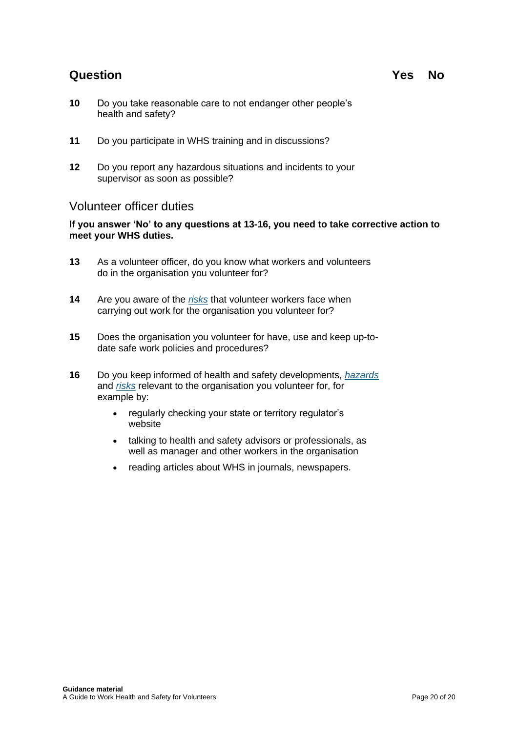| Question | | Yes | No |
|---|---|---|---|
| **10** | Do you take reasonable care to not endanger other people's health and safety? | | |
| **11** | Do you participate in WHS training and in discussions? | | |
| **12** | Do you report any hazardous situations and incidents to your supervisor as soon as possible? | | |

## Volunteer officer duties

**If you answer 'No' to any questions at 13-16, you need to take corrective action to meet your WHS duties.**

| | | | |
|---|---|---|---|
| **13** | As a volunteer officer, do you know what workers and volunteers do in the organisation you volunteer for? | | |
| **14** | Are you aware of the *risks* that volunteer workers face when carrying out work for the organisation you volunteer for? | | |
| **15** | Does the organisation you volunteer for have, use and keep up-to-date safe work policies and procedures? | | |
| **16** | Do you keep informed of health and safety developments, *hazards* and *risks* relevant to the organisation you volunteer for, for example by: <br>• regularly checking your state or territory regulator's website <br>• talking to health and safety advisors or professionals, as well as manager and other workers in the organisation <br>• reading articles about WHS in journals, newspapers. | | |